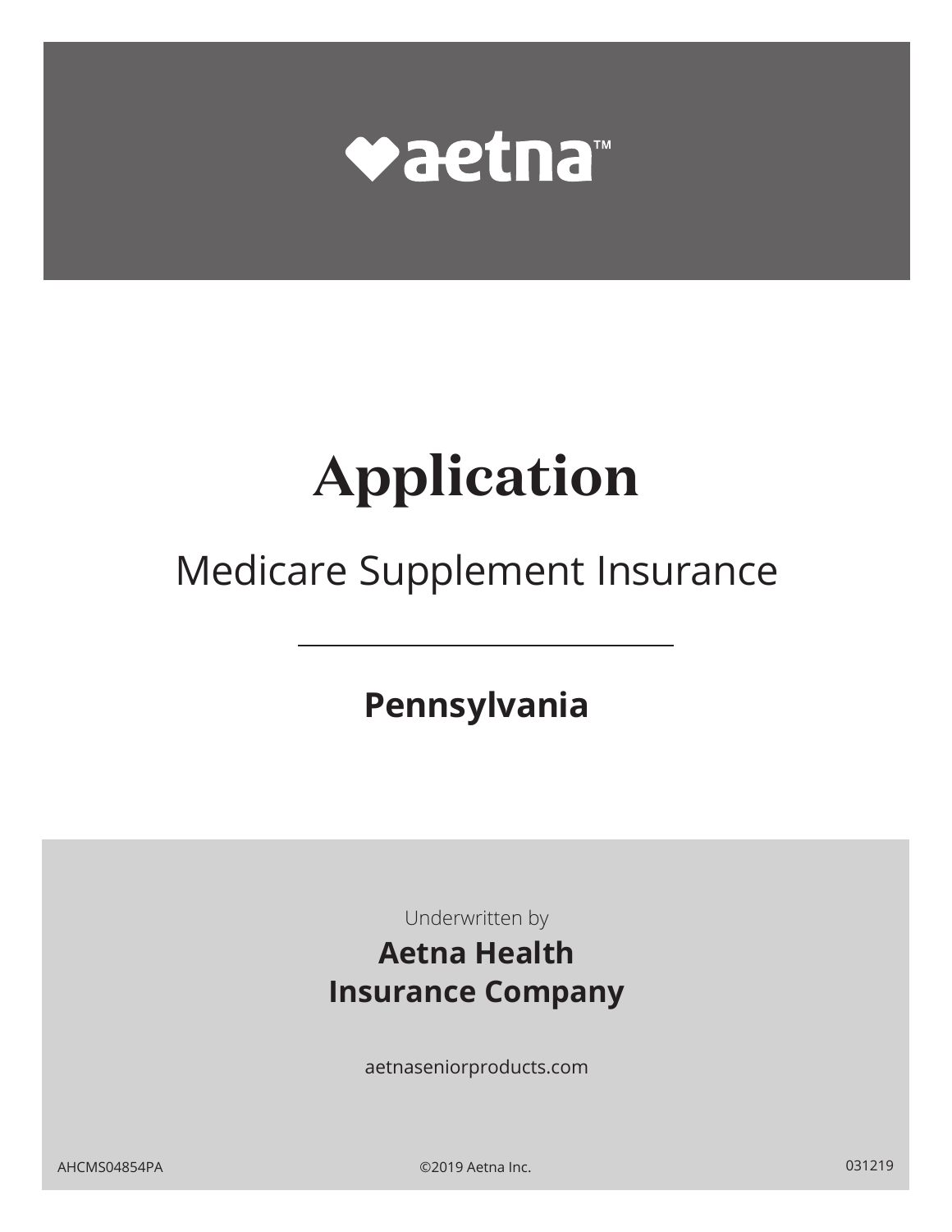aetna™

# Application

## Medicare Supplement Insurance

**Pennsylvania**

Underwritten by

**Aetna Health Insurance Company**

aetnaseniorproducts.com

AHCMS04854PA ©2019 Aetna Inc. 031219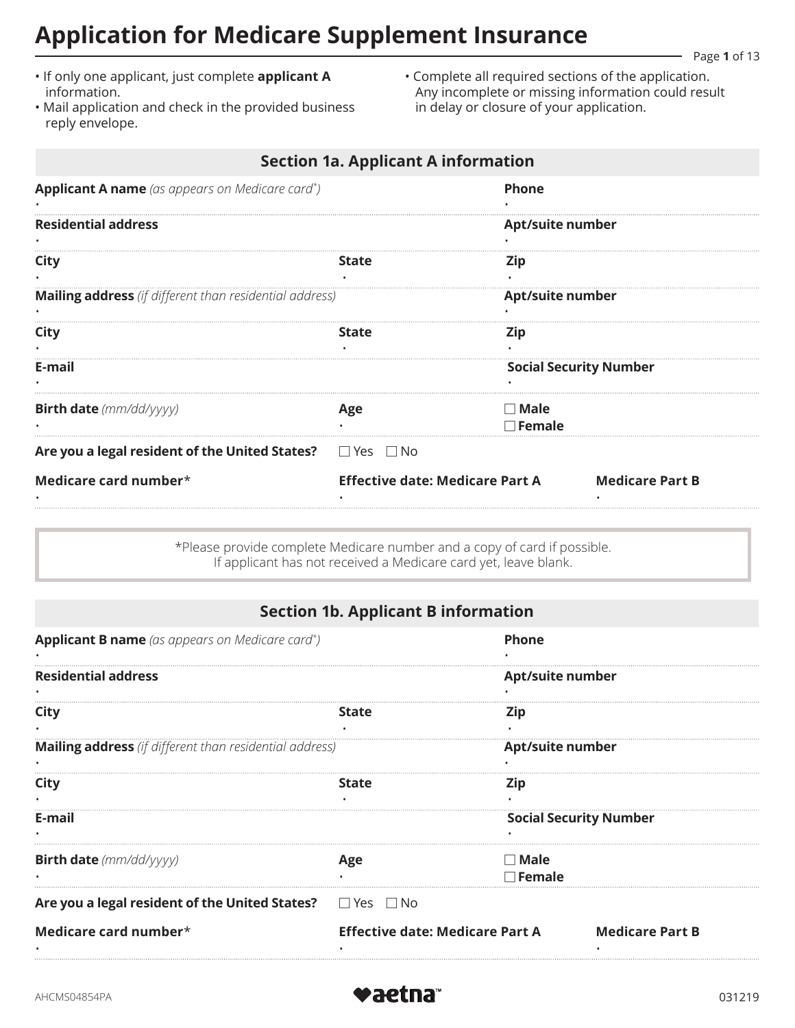# Application for Medicare Supplement Insurance

- If only one applicant, just complete **applicant A** information.
- Mail application and check in the provided business reply envelope.
- Complete all required sections of the application. Any incomplete or missing information could result in delay or closure of your application.

## Section 1a. Applicant A information

**Applicant A name** *(as appears on Medicare card*)* •

**Phone** •

**Residential address** •

**Apt/suite number** •

**City** •

**State** •

**Zip** •

**Mailing address** *(if different than residential address)* •

**Apt/suite number** •

**City** •

**State** •

**Zip** •

**E-mail** •

**Social Security Number** •

**Birth date** *(mm/dd/yyyy)* •

**Age** •

☐ **Male**
☐ **Female**

**Are you a legal resident of the United States?** ☐ Yes ☐ No

**Medicare card number*** •

**Effective date: Medicare Part A** •

**Medicare Part B** •

*Please provide complete Medicare number and a copy of card if possible.
If applicant has not received a Medicare card yet, leave blank.

## Section 1b. Applicant B information

**Applicant B name** *(as appears on Medicare card*)* •

**Phone** •

**Residential address** •

**Apt/suite number** •

**City** •

**State** •

**Zip** •

**Mailing address** *(if different than residential address)* •

**Apt/suite number** •

**City** •

**State** •

**Zip** •

**E-mail** •

**Social Security Number** •

**Birth date** *(mm/dd/yyyy)* •

**Age** •

☐ **Male**
☐ **Female**

**Are you a legal resident of the United States?** ☐ Yes ☐ No

**Medicare card number*** •

**Effective date: Medicare Part A** •

**Medicare Part B** •

AHCMS04854PA

aetna™

031219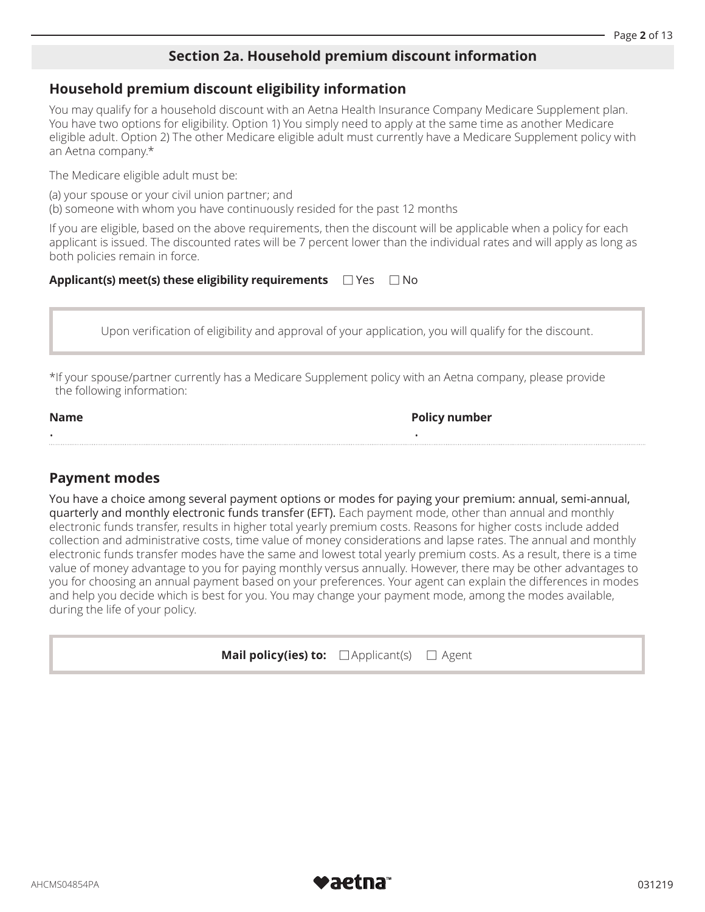## Section 2a. Household premium discount information

### Household premium discount eligibility information

You may qualify for a household discount with an Aetna Health Insurance Company Medicare Supplement plan. You have two options for eligibility. Option 1) You simply need to apply at the same time as another Medicare eligible adult. Option 2) The other Medicare eligible adult must currently have a Medicare Supplement policy with an Aetna company.*

The Medicare eligible adult must be:

(a) your spouse or your civil union partner; and
(b) someone with whom you have continuously resided for the past 12 months

If you are eligible, based on the above requirements, then the discount will be applicable when a policy for each applicant is issued. The discounted rates will be 7 percent lower than the individual rates and will apply as long as both policies remain in force.

**Applicant(s) meet(s) these eligibility requirements** ☐ Yes ☐ No

Upon verification of eligibility and approval of your application, you will qualify for the discount.

*If your spouse/partner currently has a Medicare Supplement policy with an Aetna company, please provide the following information:

| **Name** | **Policy number** |
|---|---|
| | |

### Payment modes

You have a choice among several payment options or modes for paying your premium: annual, semi-annual, quarterly and monthly electronic funds transfer (EFT). Each payment mode, other than annual and monthly electronic funds transfer, results in higher total yearly premium costs. Reasons for higher costs include added collection and administrative costs, time value of money considerations and lapse rates. The annual and monthly electronic funds transfer modes have the same and lowest total yearly premium costs. As a result, there is a time value of money advantage to you for paying monthly versus annually. However, there may be other advantages to you for choosing an annual payment based on your preferences. Your agent can explain the differences in modes and help you decide which is best for you. You may change your payment mode, among the modes available, during the life of your policy.

**Mail policy(ies) to:** ☐ Applicant(s) ☐ Agent

AHCMS04854PA 031219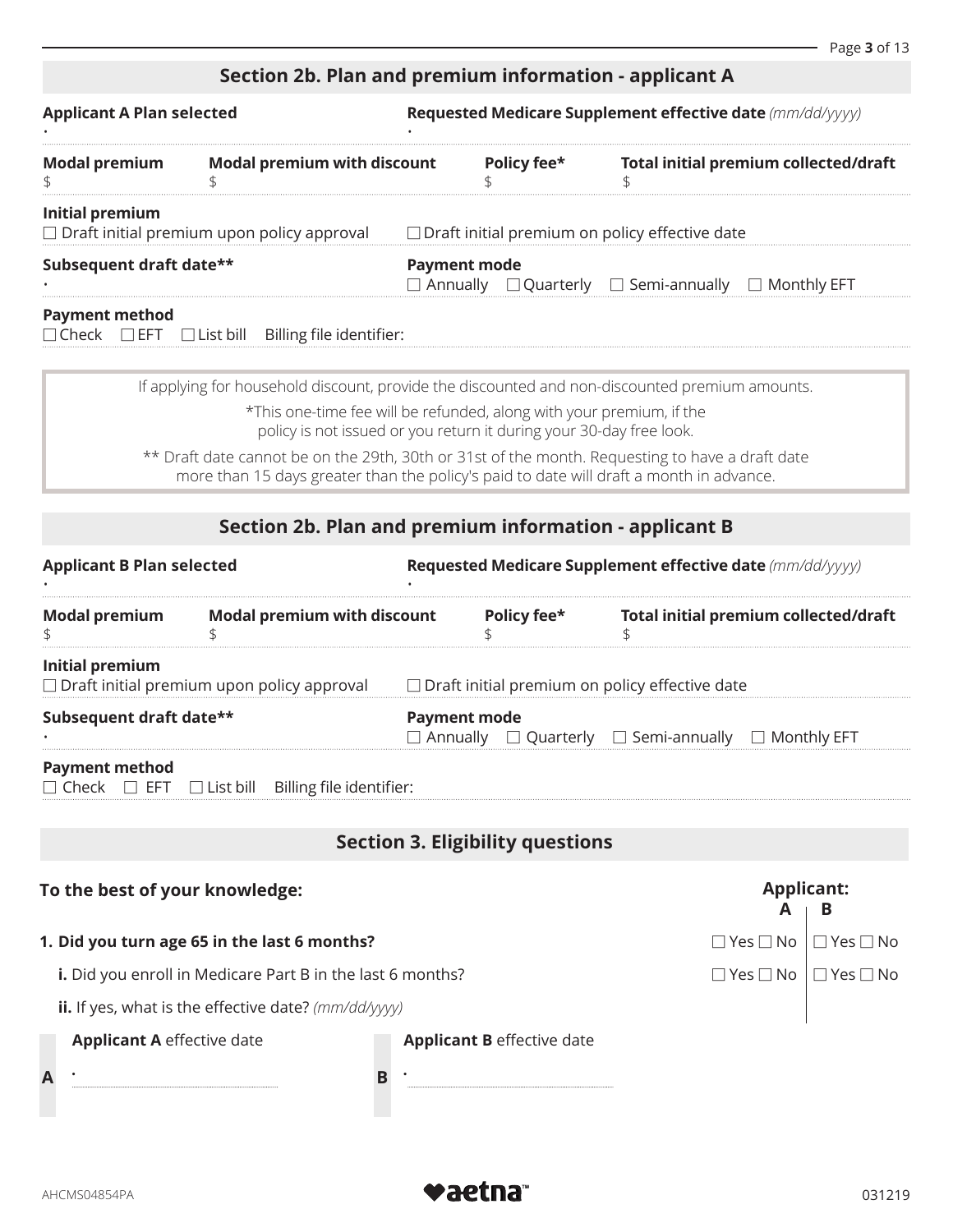## Section 2b. Plan and premium information - applicant A

**Applicant A Plan selected**
•

**Requested Medicare Supplement effective date** *(mm/dd/yyyy)*
•

| **Modal premium** | **Modal premium with discount** | **Policy fee*** | **Total initial premium collected/draft** |
|---|---|---|---|
| $ | $ | $ | $ |

**Initial premium**
☐ Draft initial premium upon policy approval ☐ Draft initial premium on policy effective date

**Subsequent draft date****
•

**Payment mode**
☐ Annually ☐ Quarterly ☐ Semi-annually ☐ Monthly EFT

**Payment method**
☐ Check ☐ EFT ☐ List bill Billing file identifier:

> If applying for household discount, provide the discounted and non-discounted premium amounts.
>
> *This one-time fee will be refunded, along with your premium, if the policy is not issued or you return it during your 30-day free look.
>
> ** Draft date cannot be on the 29th, 30th or 31st of the month. Requesting to have a draft date more than 15 days greater than the policy's paid to date will draft a month in advance.

## Section 2b. Plan and premium information - applicant B

**Applicant B Plan selected**
•

**Requested Medicare Supplement effective date** *(mm/dd/yyyy)*
•

| **Modal premium** | **Modal premium with discount** | **Policy fee*** | **Total initial premium collected/draft** |
|---|---|---|---|
| $ | $ | $ | $ |

**Initial premium**
☐ Draft initial premium upon policy approval ☐ Draft initial premium on policy effective date

**Subsequent draft date****
•

**Payment mode**
☐ Annually ☐ Quarterly ☐ Semi-annually ☐ Monthly EFT

**Payment method**
☐ Check ☐ EFT ☐ List bill Billing file identifier:

## Section 3. Eligibility questions

| **To the best of your knowledge:** | **Applicant: A** | **B** |
|---|---|---|
| **1. Did you turn age 65 in the last 6 months?** | ☐ Yes ☐ No | ☐ Yes ☐ No |
| **i.** Did you enroll in Medicare Part B in the last 6 months? | ☐ Yes ☐ No | ☐ Yes ☐ No |
| **ii.** If yes, what is the effective date? *(mm/dd/yyyy)* | | |

**A** — **Applicant A** effective date
•

**B** — **Applicant B** effective date
•

AHCMS04854PA

031219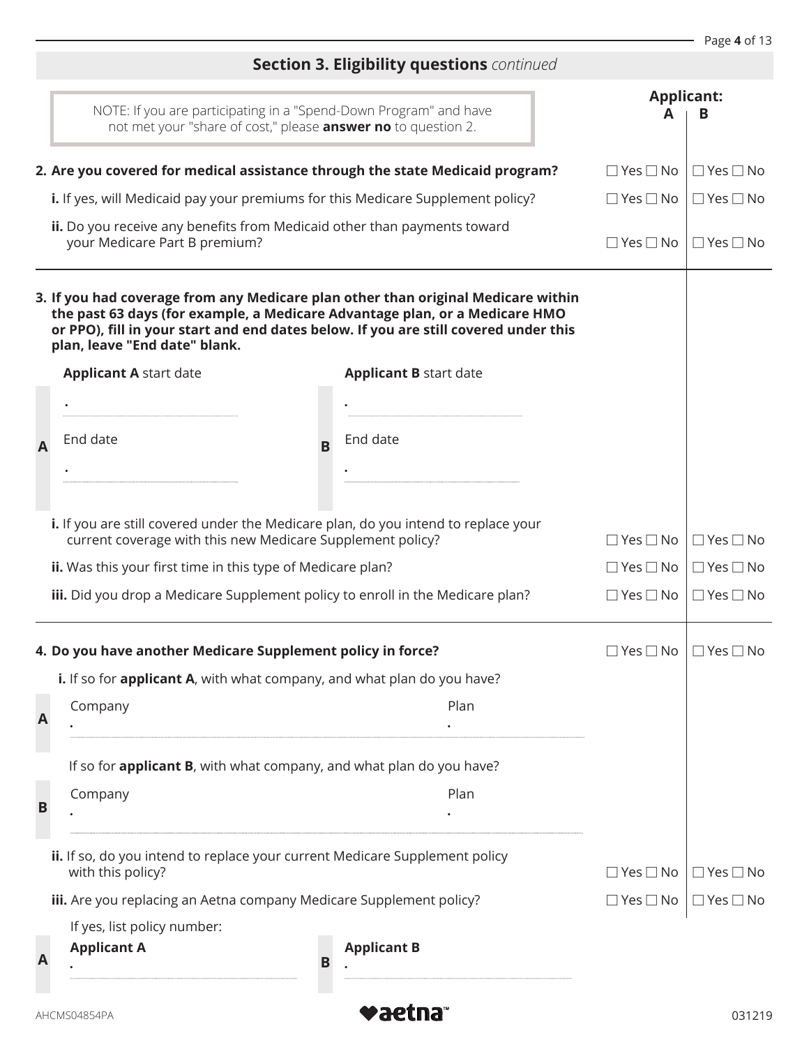## Section 3. Eligibility questions *continued*

NOTE: If you are participating in a "Spend-Down Program" and have not met your "share of cost," please **answer no** to question 2.

| | Applicant: A | B |
|---|---|---|
| **2. Are you covered for medical assistance through the state Medicaid program?** | ☐ Yes ☐ No | ☐ Yes ☐ No |
| **i.** If yes, will Medicaid pay your premiums for this Medicare Supplement policy? | ☐ Yes ☐ No | ☐ Yes ☐ No |
| **ii.** Do you receive any benefits from Medicaid other than payments toward your Medicare Part B premium? | ☐ Yes ☐ No | ☐ Yes ☐ No |

**3. If you had coverage from any Medicare plan other than original Medicare within the past 63 days (for example, a Medicare Advantage plan, or a Medicare HMO or PPO), fill in your start and end dates below. If you are still covered under this plan, leave "End date" blank.**

**A** — **Applicant A** start date: ____________________
End date: ____________________

**B** — **Applicant B** start date: ____________________
End date: ____________________

| | A | B |
|---|---|---|
| **i.** If you are still covered under the Medicare plan, do you intend to replace your current coverage with this new Medicare Supplement policy? | ☐ Yes ☐ No | ☐ Yes ☐ No |
| **ii.** Was this your first time in this type of Medicare plan? | ☐ Yes ☐ No | ☐ Yes ☐ No |
| **iii.** Did you drop a Medicare Supplement policy to enroll in the Medicare plan? | ☐ Yes ☐ No | ☐ Yes ☐ No |

| | A | B |
|---|---|---|
| **4. Do you have another Medicare Supplement policy in force?** | ☐ Yes ☐ No | ☐ Yes ☐ No |

**i.** If so for **applicant A**, with what company, and what plan do you have?

**A** — Company: ____________________ Plan: ____________________

If so for **applicant B**, with what company, and what plan do you have?

**B** — Company: ____________________ Plan: ____________________

| | A | B |
|---|---|---|
| **ii.** If so, do you intend to replace your current Medicare Supplement policy with this policy? | ☐ Yes ☐ No | ☐ Yes ☐ No |
| **iii.** Are you replacing an Aetna company Medicare Supplement policy? | ☐ Yes ☐ No | ☐ Yes ☐ No |

If yes, list policy number:

**A** — **Applicant A**: ____________________

**B** — **Applicant B**: ____________________

AHCMS04854PA    aetna    031219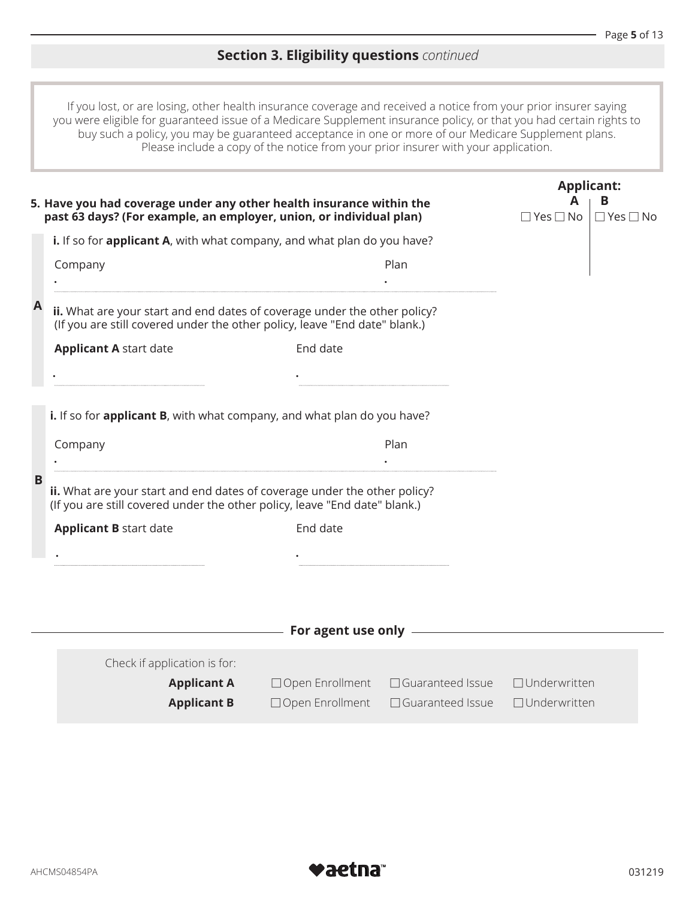## Section 3. Eligibility questions *continued*

If you lost, or are losing, other health insurance coverage and received a notice from your prior insurer saying you were eligible for guaranteed issue of a Medicare Supplement insurance policy, or that you had certain rights to buy such a policy, you may be guaranteed acceptance in one or more of our Medicare Supplement plans. Please include a copy of the notice from your prior insurer with your application.

| | Applicant: A | Applicant: B |
|---|---|---|
| **5. Have you had coverage under any other health insurance within the past 63 days? (For example, an employer, union, or individual plan)** | ☐ Yes ☐ No | ☐ Yes ☐ No |

**A**

**i.** If so for **applicant A**, with what company, and what plan do you have?

Company ______________________ Plan ______________________

**ii.** What are your start and end dates of coverage under the other policy? (If you are still covered under the other policy, leave "End date" blank.)

**Applicant A** start date ______________________ End date ______________________

**B**

**i.** If so for **applicant B**, with what company, and what plan do you have?

Company ______________________ Plan ______________________

**ii.** What are your start and end dates of coverage under the other policy? (If you are still covered under the other policy, leave "End date" blank.)

**Applicant B** start date ______________________ End date ______________________

**For agent use only**

Check if application is for:

| | | | |
|---|---|---|---|
| **Applicant A** | ☐ Open Enrollment | ☐ Guaranteed Issue | ☐ Underwritten |
| **Applicant B** | ☐ Open Enrollment | ☐ Guaranteed Issue | ☐ Underwritten |

AHCMS04854PA 031219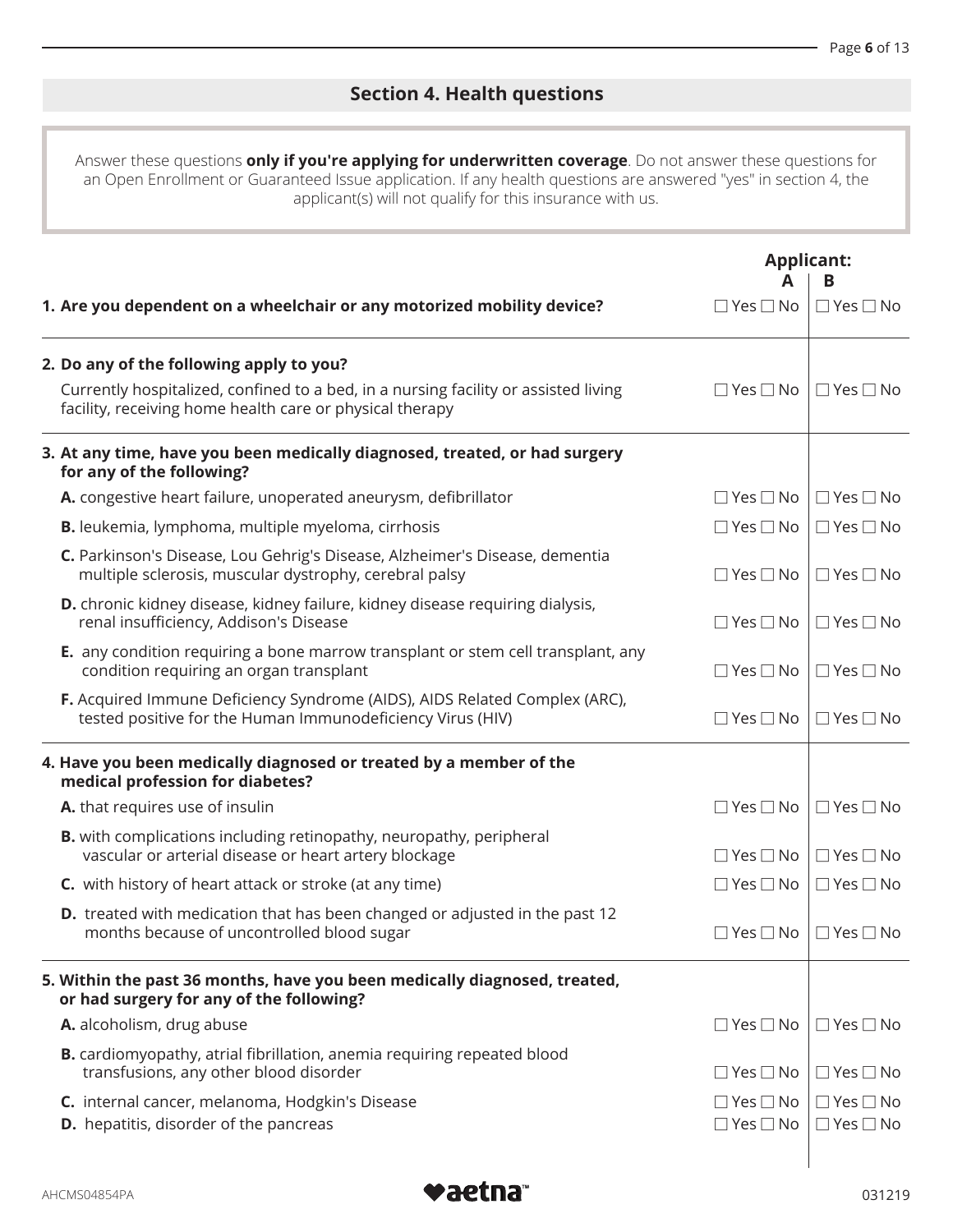## Section 4. Health questions

Answer these questions **only if you're applying for underwritten coverage**. Do not answer these questions for an Open Enrollment or Guaranteed Issue application. If any health questions are answered "yes" in section 4, the applicant(s) will not qualify for this insurance with us.

| | Applicant: A | Applicant: B |
|---|---|---|
| **1. Are you dependent on a wheelchair or any motorized mobility device?** | ☐ Yes ☐ No | ☐ Yes ☐ No |
| **2. Do any of the following apply to you?** | | |
| Currently hospitalized, confined to a bed, in a nursing facility or assisted living facility, receiving home health care or physical therapy | ☐ Yes ☐ No | ☐ Yes ☐ No |
| **3. At any time, have you been medically diagnosed, treated, or had surgery for any of the following?** | | |
| **A.** congestive heart failure, unoperated aneurysm, defibrillator | ☐ Yes ☐ No | ☐ Yes ☐ No |
| **B.** leukemia, lymphoma, multiple myeloma, cirrhosis | ☐ Yes ☐ No | ☐ Yes ☐ No |
| **C.** Parkinson's Disease, Lou Gehrig's Disease, Alzheimer's Disease, dementia multiple sclerosis, muscular dystrophy, cerebral palsy | ☐ Yes ☐ No | ☐ Yes ☐ No |
| **D.** chronic kidney disease, kidney failure, kidney disease requiring dialysis, renal insufficiency, Addison's Disease | ☐ Yes ☐ No | ☐ Yes ☐ No |
| **E.** any condition requiring a bone marrow transplant or stem cell transplant, any condition requiring an organ transplant | ☐ Yes ☐ No | ☐ Yes ☐ No |
| **F.** Acquired Immune Deficiency Syndrome (AIDS), AIDS Related Complex (ARC), tested positive for the Human Immunodeficiency Virus (HIV) | ☐ Yes ☐ No | ☐ Yes ☐ No |
| **4. Have you been medically diagnosed or treated by a member of the medical profession for diabetes?** | | |
| **A.** that requires use of insulin | ☐ Yes ☐ No | ☐ Yes ☐ No |
| **B.** with complications including retinopathy, neuropathy, peripheral vascular or arterial disease or heart artery blockage | ☐ Yes ☐ No | ☐ Yes ☐ No |
| **C.** with history of heart attack or stroke (at any time) | ☐ Yes ☐ No | ☐ Yes ☐ No |
| **D.** treated with medication that has been changed or adjusted in the past 12 months because of uncontrolled blood sugar | ☐ Yes ☐ No | ☐ Yes ☐ No |
| **5. Within the past 36 months, have you been medically diagnosed, treated, or had surgery for any of the following?** | | |
| **A.** alcoholism, drug abuse | ☐ Yes ☐ No | ☐ Yes ☐ No |
| **B.** cardiomyopathy, atrial fibrillation, anemia requiring repeated blood transfusions, any other blood disorder | ☐ Yes ☐ No | ☐ Yes ☐ No |
| **C.** internal cancer, melanoma, Hodgkin's Disease | ☐ Yes ☐ No | ☐ Yes ☐ No |
| **D.** hepatitis, disorder of the pancreas | ☐ Yes ☐ No | ☐ Yes ☐ No |

AHCMS04854PA

aetna

031219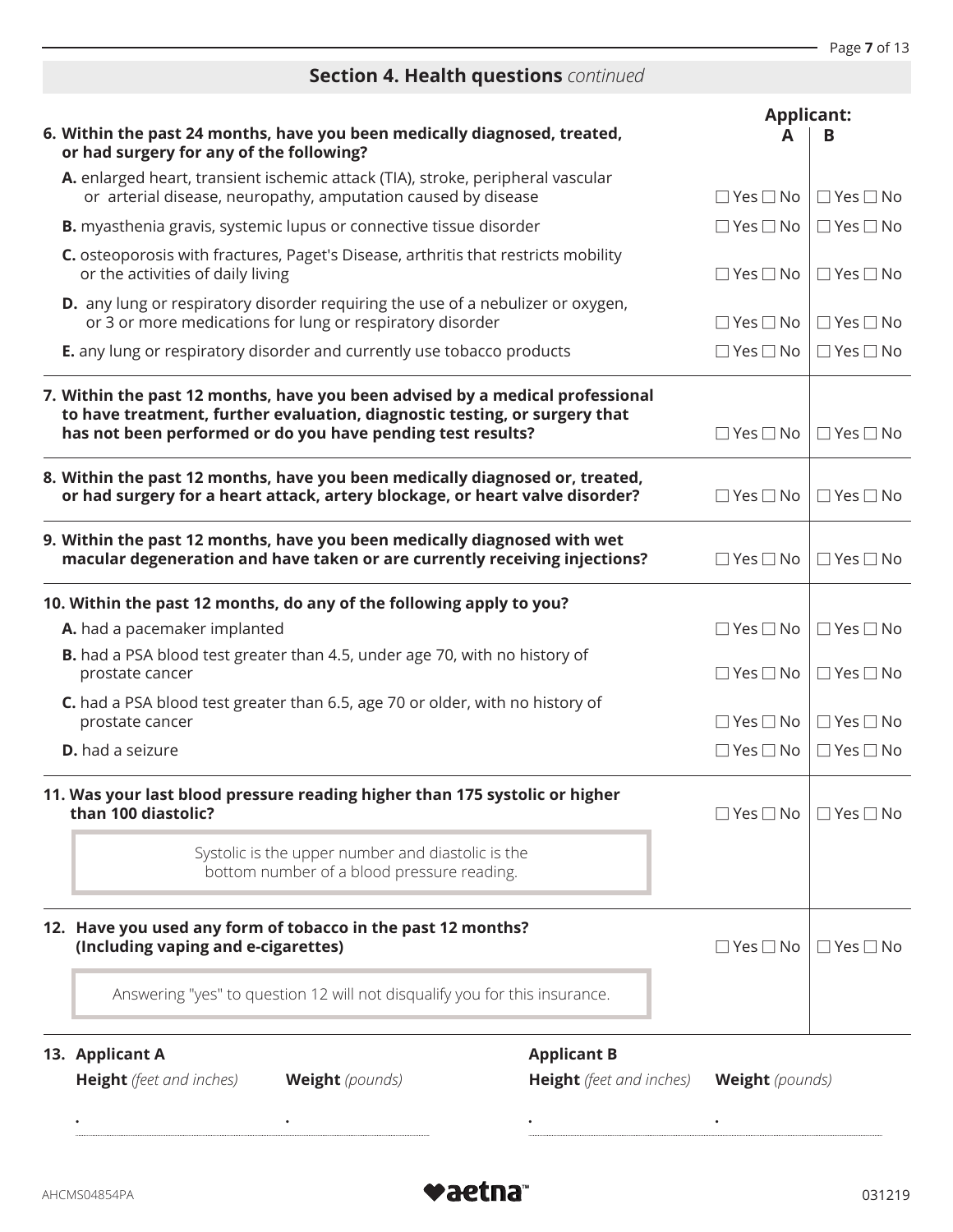## Section 4. Health questions *continued*

| | Applicant: A | Applicant: B |
|---|---|---|
| **6. Within the past 24 months, have you been medically diagnosed, treated, or had surgery for any of the following?** | | |
| **A.** enlarged heart, transient ischemic attack (TIA), stroke, peripheral vascular or arterial disease, neuropathy, amputation caused by disease | ☐ Yes ☐ No | ☐ Yes ☐ No |
| **B.** myasthenia gravis, systemic lupus or connective tissue disorder | ☐ Yes ☐ No | ☐ Yes ☐ No |
| **C.** osteoporosis with fractures, Paget's Disease, arthritis that restricts mobility or the activities of daily living | ☐ Yes ☐ No | ☐ Yes ☐ No |
| **D.** any lung or respiratory disorder requiring the use of a nebulizer or oxygen, or 3 or more medications for lung or respiratory disorder | ☐ Yes ☐ No | ☐ Yes ☐ No |
| **E.** any lung or respiratory disorder and currently use tobacco products | ☐ Yes ☐ No | ☐ Yes ☐ No |
| **7. Within the past 12 months, have you been advised by a medical professional to have treatment, further evaluation, diagnostic testing, or surgery that has not been performed or do you have pending test results?** | ☐ Yes ☐ No | ☐ Yes ☐ No |
| **8. Within the past 12 months, have you been medically diagnosed or, treated, or had surgery for a heart attack, artery blockage, or heart valve disorder?** | ☐ Yes ☐ No | ☐ Yes ☐ No |
| **9. Within the past 12 months, have you been medically diagnosed with wet macular degeneration and have taken or are currently receiving injections?** | ☐ Yes ☐ No | ☐ Yes ☐ No |
| **10. Within the past 12 months, do any of the following apply to you?** | | |
| **A.** had a pacemaker implanted | ☐ Yes ☐ No | ☐ Yes ☐ No |
| **B.** had a PSA blood test greater than 4.5, under age 70, with no history of prostate cancer | ☐ Yes ☐ No | ☐ Yes ☐ No |
| **C.** had a PSA blood test greater than 6.5, age 70 or older, with no history of prostate cancer | ☐ Yes ☐ No | ☐ Yes ☐ No |
| **D.** had a seizure | ☐ Yes ☐ No | ☐ Yes ☐ No |
| **11. Was your last blood pressure reading higher than 175 systolic or higher than 100 diastolic?** | ☐ Yes ☐ No | ☐ Yes ☐ No |
| **12. Have you used any form of tobacco in the past 12 months? (Including vaping and e-cigarettes)** | ☐ Yes ☐ No | ☐ Yes ☐ No |

> Systolic is the upper number and diastolic is the bottom number of a blood pressure reading.

> Answering "yes" to question 12 will not disqualify you for this insurance.

**13. Applicant A**

**Height** *(feet and inches)* ______________ **Weight** *(pounds)* ______________

**Applicant B**

**Height** *(feet and inches)* ______________ **Weight** *(pounds)* ______________

AHCMS04854PA

aetna

031219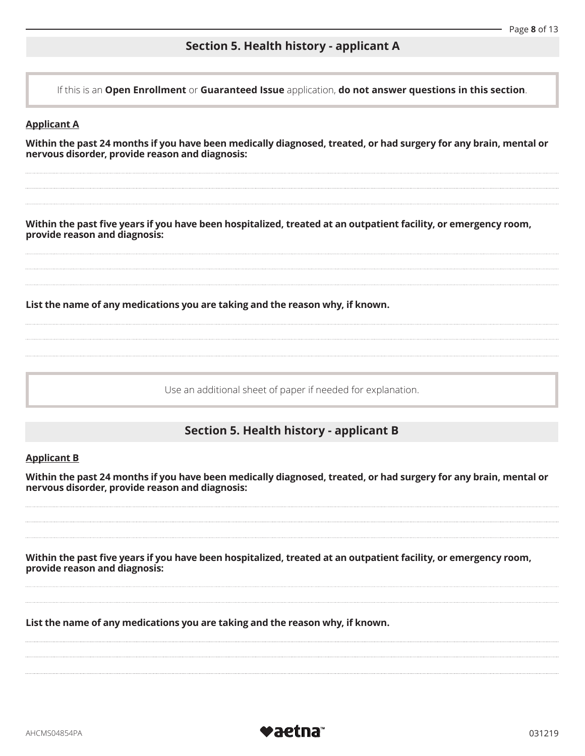## Section 5. Health history - applicant A

If this is an **Open Enrollment** or **Guaranteed Issue** application, **do not answer questions in this section**.

**Applicant A**

**Within the past 24 months if you have been medically diagnosed, treated, or had surgery for any brain, mental or nervous disorder, provide reason and diagnosis:**

**Within the past five years if you have been hospitalized, treated at an outpatient facility, or emergency room, provide reason and diagnosis:**

**List the name of any medications you are taking and the reason why, if known.**

Use an additional sheet of paper if needed for explanation.

## Section 5. Health history - applicant B

**Applicant B**

**Within the past 24 months if you have been medically diagnosed, treated, or had surgery for any brain, mental or nervous disorder, provide reason and diagnosis:**

**Within the past five years if you have been hospitalized, treated at an outpatient facility, or emergency room, provide reason and diagnosis:**

**List the name of any medications you are taking and the reason why, if known.**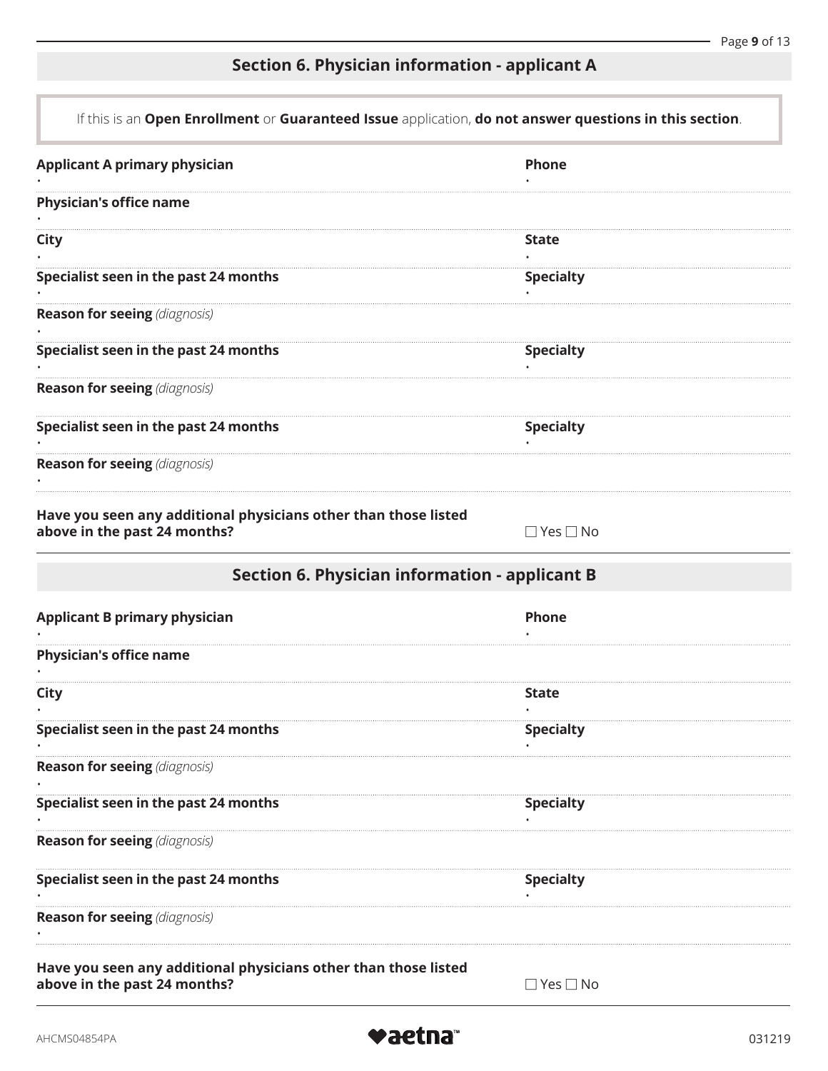## Section 6. Physician information - applicant A

> If this is an **Open Enrollment** or **Guaranteed Issue** application, **do not answer questions in this section**.

| | |
|---|---|
| **Applicant A primary physician** | **Phone** |
| **Physician's office name** | |
| **City** | **State** |
| **Specialist seen in the past 24 months** | **Specialty** |
| **Reason for seeing** *(diagnosis)* | |
| **Specialist seen in the past 24 months** | **Specialty** |
| **Reason for seeing** *(diagnosis)* | |
| **Specialist seen in the past 24 months** | **Specialty** |
| **Reason for seeing** *(diagnosis)* | |
| **Have you seen any additional physicians other than those listed above in the past 24 months?** | ☐ Yes ☐ No |

## Section 6. Physician information - applicant B

| | |
|---|---|
| **Applicant B primary physician** | **Phone** |
| **Physician's office name** | |
| **City** | **State** |
| **Specialist seen in the past 24 months** | **Specialty** |
| **Reason for seeing** *(diagnosis)* | |
| **Specialist seen in the past 24 months** | **Specialty** |
| **Reason for seeing** *(diagnosis)* | |
| **Specialist seen in the past 24 months** | **Specialty** |
| **Reason for seeing** *(diagnosis)* | |
| **Have you seen any additional physicians other than those listed above in the past 24 months?** | ☐ Yes ☐ No |

AHCMS04854PA

031219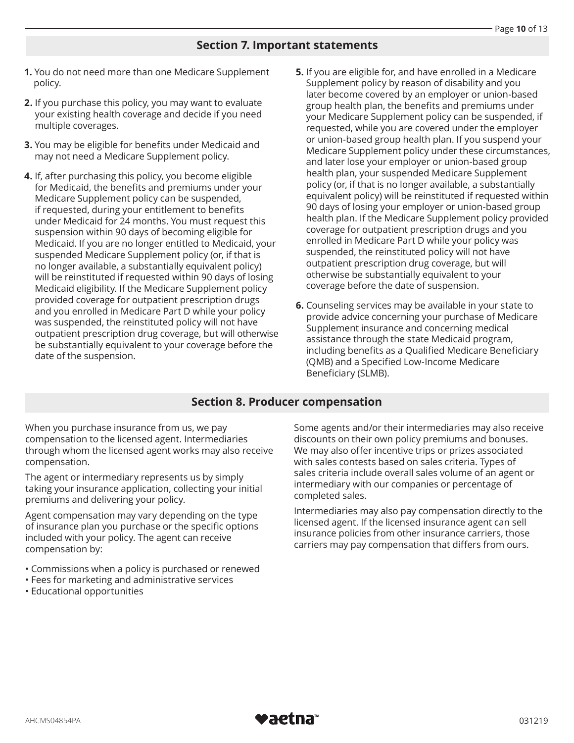## Section 7. Important statements

1. You do not need more than one Medicare Supplement policy.
2. If you purchase this policy, you may want to evaluate your existing health coverage and decide if you need multiple coverages.
3. You may be eligible for benefits under Medicaid and may not need a Medicare Supplement policy.
4. If, after purchasing this policy, you become eligible for Medicaid, the benefits and premiums under your Medicare Supplement policy can be suspended, if requested, during your entitlement to benefits under Medicaid for 24 months. You must request this suspension within 90 days of becoming eligible for Medicaid. If you are no longer entitled to Medicaid, your suspended Medicare Supplement policy (or, if that is no longer available, a substantially equivalent policy) will be reinstituted if requested within 90 days of losing Medicaid eligibility. If the Medicare Supplement policy provided coverage for outpatient prescription drugs and you enrolled in Medicare Part D while your policy was suspended, the reinstituted policy will not have outpatient prescription drug coverage, but will otherwise be substantially equivalent to your coverage before the date of the suspension.
5. If you are eligible for, and have enrolled in a Medicare Supplement policy by reason of disability and you later become covered by an employer or union-based group health plan, the benefits and premiums under your Medicare Supplement policy can be suspended, if requested, while you are covered under the employer or union-based group health plan. If you suspend your Medicare Supplement policy under these circumstances, and later lose your employer or union-based group health plan, your suspended Medicare Supplement policy (or, if that is no longer available, a substantially equivalent policy) will be reinstituted if requested within 90 days of losing your employer or union-based group health plan. If the Medicare Supplement policy provided coverage for outpatient prescription drugs and you enrolled in Medicare Part D while your policy was suspended, the reinstituted policy will not have outpatient prescription drug coverage, but will otherwise be substantially equivalent to your coverage before the date of suspension.
6. Counseling services may be available in your state to provide advice concerning your purchase of Medicare Supplement insurance and concerning medical assistance through the state Medicaid program, including benefits as a Qualified Medicare Beneficiary (QMB) and a Specified Low-Income Medicare Beneficiary (SLMB).

## Section 8. Producer compensation

When you purchase insurance from us, we pay compensation to the licensed agent. Intermediaries through whom the licensed agent works may also receive compensation.

The agent or intermediary represents us by simply taking your insurance application, collecting your initial premiums and delivering your policy.

Agent compensation may vary depending on the type of insurance plan you purchase or the specific options included with your policy. The agent can receive compensation by:

- Commissions when a policy is purchased or renewed
- Fees for marketing and administrative services
- Educational opportunities

Some agents and/or their intermediaries may also receive discounts on their own policy premiums and bonuses. We may also offer incentive trips or prizes associated with sales contests based on sales criteria. Types of sales criteria include overall sales volume of an agent or intermediary with our companies or percentage of completed sales.

Intermediaries may also pay compensation directly to the licensed agent. If the licensed insurance agent can sell insurance policies from other insurance carriers, those carriers may pay compensation that differs from ours.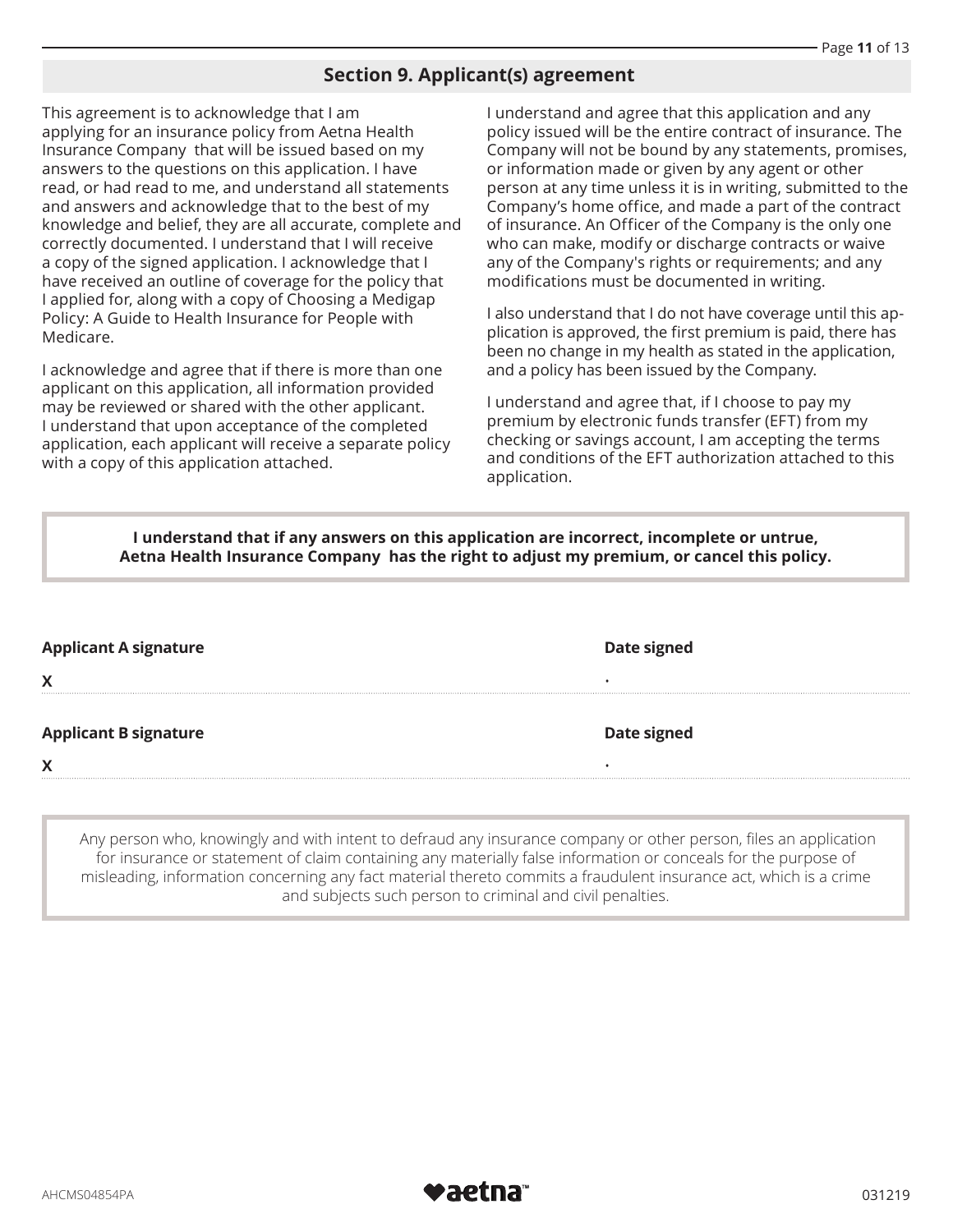## Section 9. Applicant(s) agreement

This agreement is to acknowledge that I am applying for an insurance policy from Aetna Health Insurance Company that will be issued based on my answers to the questions on this application. I have read, or had read to me, and understand all statements and answers and acknowledge that to the best of my knowledge and belief, they are all accurate, complete and correctly documented. I understand that I will receive a copy of the signed application. I acknowledge that I have received an outline of coverage for the policy that I applied for, along with a copy of Choosing a Medigap Policy: A Guide to Health Insurance for People with Medicare.

I acknowledge and agree that if there is more than one applicant on this application, all information provided may be reviewed or shared with the other applicant. I understand that upon acceptance of the completed application, each applicant will receive a separate policy with a copy of this application attached.

I understand and agree that this application and any policy issued will be the entire contract of insurance. The Company will not be bound by any statements, promises, or information made or given by any agent or other person at any time unless it is in writing, submitted to the Company's home office, and made a part of the contract of insurance. An Officer of the Company is the only one who can make, modify or discharge contracts or waive any of the Company's rights or requirements; and any modifications must be documented in writing.

I also understand that I do not have coverage until this application is approved, the first premium is paid, there has been no change in my health as stated in the application, and a policy has been issued by the Company.

I understand and agree that, if I choose to pay my premium by electronic funds transfer (EFT) from my checking or savings account, I am accepting the terms and conditions of the EFT authorization attached to this application.

**I understand that if any answers on this application are incorrect, incomplete or untrue, Aetna Health Insurance Company has the right to adjust my premium, or cancel this policy.**

**Applicant A signature** X ______________________ **Date signed** ______________________

**Applicant B signature** X ______________________ **Date signed** ______________________

Any person who, knowingly and with intent to defraud any insurance company or other person, files an application for insurance or statement of claim containing any materially false information or conceals for the purpose of misleading, information concerning any fact material thereto commits a fraudulent insurance act, which is a crime and subjects such person to criminal and civil penalties.

AHCMS04854PA 031219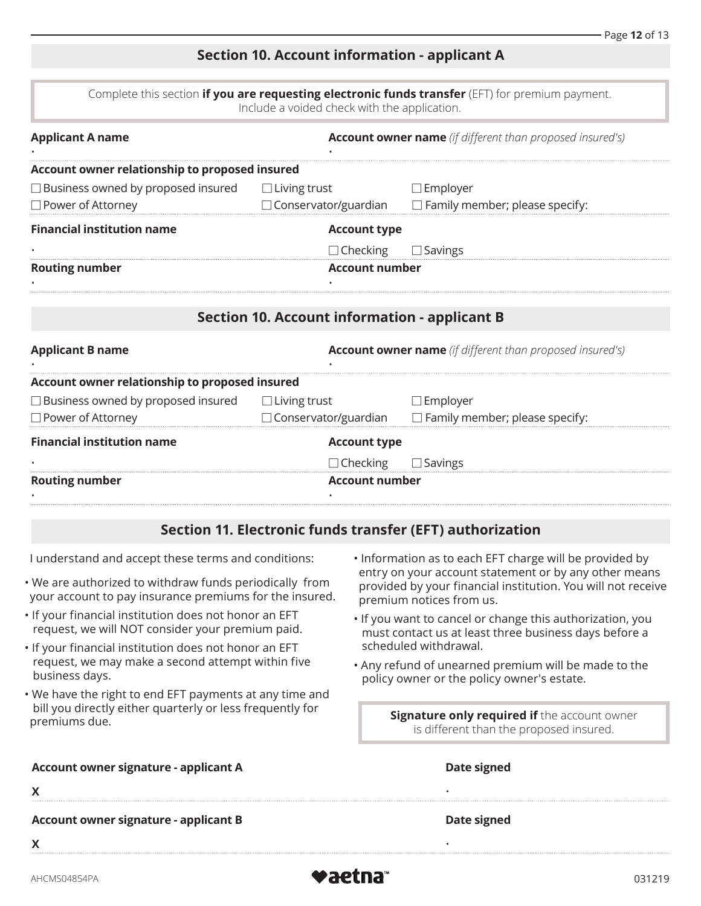## Section 10. Account information - applicant A

Complete this section **if you are requesting electronic funds transfer** (EFT) for premium payment. Include a voided check with the application.

**Applicant A name**
•

**Account owner name** *(if different than proposed insured's)*
•

**Account owner relationship to proposed insured**

☐ Business owned by proposed insured ☐ Living trust ☐ Employer
☐ Power of Attorney ☐ Conservator/guardian ☐ Family member; please specify:

**Financial institution name**
•

**Account type**
☐ Checking ☐ Savings

**Routing number**
•

**Account number**
•

## Section 10. Account information - applicant B

**Applicant B name**
•

**Account owner name** *(if different than proposed insured's)*
•

**Account owner relationship to proposed insured**

☐ Business owned by proposed insured ☐ Living trust ☐ Employer
☐ Power of Attorney ☐ Conservator/guardian ☐ Family member; please specify:

**Financial institution name**
•

**Account type**
☐ Checking ☐ Savings

**Routing number**
•

**Account number**
•

## Section 11. Electronic funds transfer (EFT) authorization

I understand and accept these terms and conditions:

- We are authorized to withdraw funds periodically from your account to pay insurance premiums for the insured.
- If your financial institution does not honor an EFT request, we will NOT consider your premium paid.
- If your financial institution does not honor an EFT request, we may make a second attempt within five business days.
- We have the right to end EFT payments at any time and bill you directly either quarterly or less frequently for premiums due.
- Information as to each EFT charge will be provided by entry on your account statement or by any other means provided by your financial institution. You will not receive premium notices from us.
- If you want to cancel or change this authorization, you must contact us at least three business days before a scheduled withdrawal.
- Any refund of unearned premium will be made to the policy owner or the policy owner's estate.

**Signature only required if** the account owner is different than the proposed insured.

**Account owner signature - applicant A**
X

**Date signed**
•

**Account owner signature - applicant B**
X

**Date signed**
•

AHCMS04854PA 031219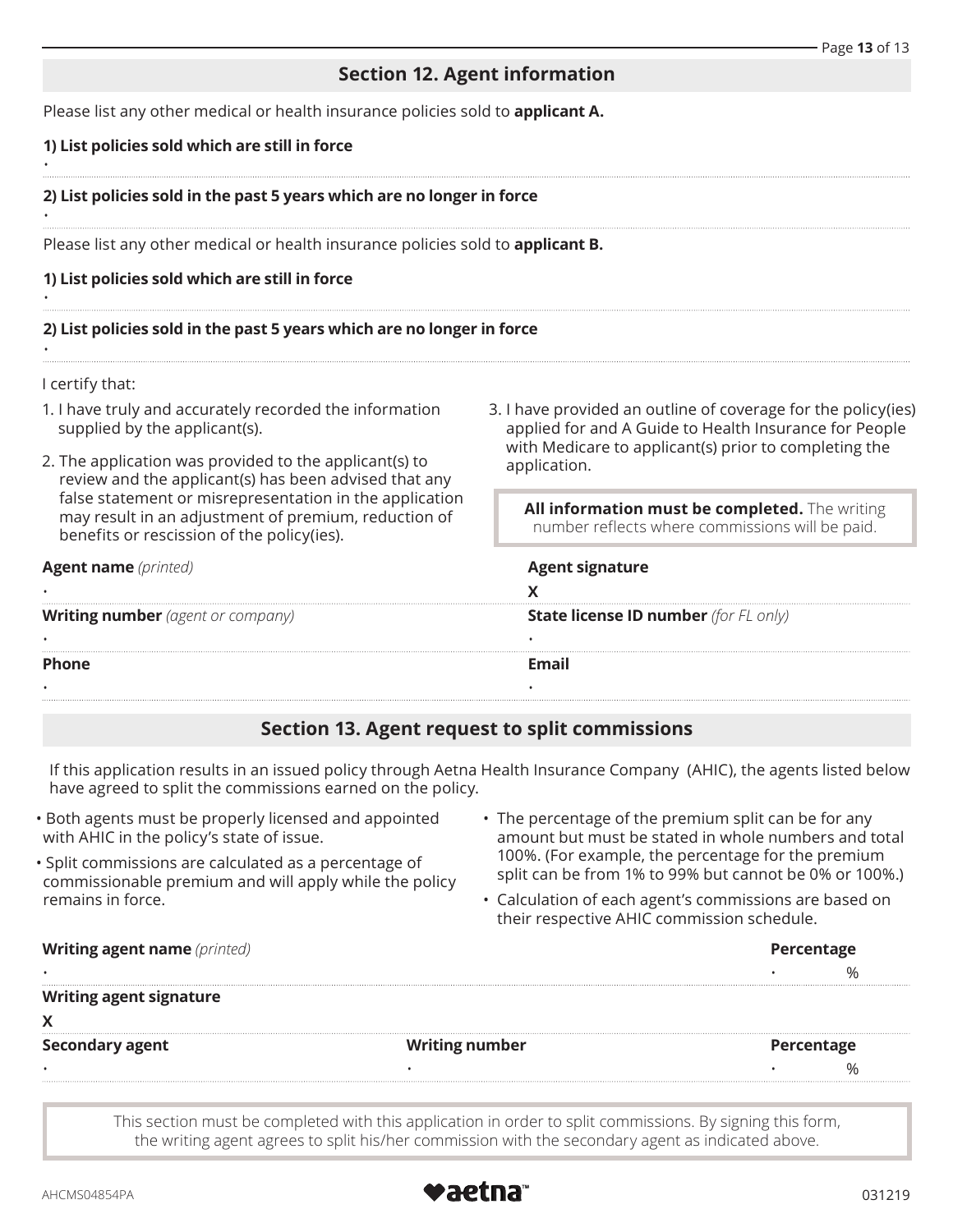## Section 12. Agent information

Please list any other medical or health insurance policies sold to **applicant A.**

**1) List policies sold which are still in force**

•

**2) List policies sold in the past 5 years which are no longer in force**

•

Please list any other medical or health insurance policies sold to **applicant B.**

**1) List policies sold which are still in force**

•

**2) List policies sold in the past 5 years which are no longer in force**

•

I certify that:

1. I have truly and accurately recorded the information supplied by the applicant(s).
2. The application was provided to the applicant(s) to review and the applicant(s) has been advised that any false statement or misrepresentation in the application may result in an adjustment of premium, reduction of benefits or rescission of the policy(ies).
3. I have provided an outline of coverage for the policy(ies) applied for and A Guide to Health Insurance for People with Medicare to applicant(s) prior to completing the application.

**All information must be completed.** The writing number reflects where commissions will be paid.

**Agent name** *(printed)*

•

**Agent signature**

X

**Writing number** *(agent or company)*

•

**State license ID number** *(for FL only)*

•

**Phone**

•

**Email**

•

## Section 13. Agent request to split commissions

If this application results in an issued policy through Aetna Health Insurance Company (AHIC), the agents listed below have agreed to split the commissions earned on the policy.

- Both agents must be properly licensed and appointed with AHIC in the policy's state of issue.
- Split commissions are calculated as a percentage of commissionable premium and will apply while the policy remains in force.
- The percentage of the premium split can be for any amount but must be stated in whole numbers and total 100%. (For example, the percentage for the premium split can be from 1% to 99% but cannot be 0% or 100%.)
- Calculation of each agent's commissions are based on their respective AHIC commission schedule.

**Writing agent name** *(printed)*

•

**Percentage**

• %

**Writing agent signature**

X

**Secondary agent**

•

**Writing number**

•

**Percentage**

• %

This section must be completed with this application in order to split commissions. By signing this form, the writing agent agrees to split his/her commission with the secondary agent as indicated above.

AHCMS04854PA

aetna™

031219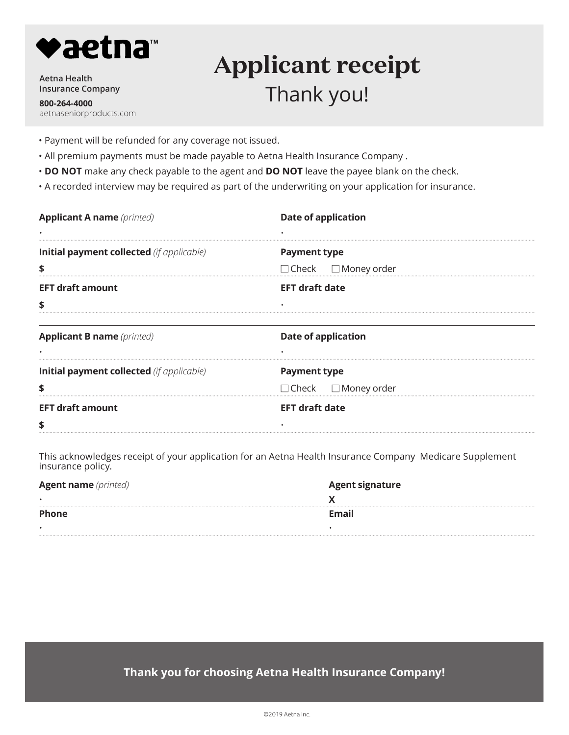**aetna**™

Aetna Health Insurance Company

**800-264-4000**
aetnaseniorproducts.com

# Applicant receipt

Thank you!

- Payment will be refunded for any coverage not issued.
- All premium payments must be made payable to Aetna Health Insurance Company .
- **DO NOT** make any check payable to the agent and **DO NOT** leave the payee blank on the check.
- A recorded interview may be required as part of the underwriting on your application for insurance.

**Applicant A name** *(printed)*

**Date of application**

**Initial payment collected** *(if applicable)*
$

**Payment type**
☐ Check ☐ Money order

**EFT draft amount**
$

**EFT draft date**

---

**Applicant B name** *(printed)*

**Date of application**

**Initial payment collected** *(if applicable)*
$

**Payment type**
☐ Check ☐ Money order

**EFT draft amount**
$

**EFT draft date**

This acknowledges receipt of your application for an Aetna Health Insurance Company Medicare Supplement insurance policy.

**Agent name** *(printed)*

**Agent signature**
X

**Phone**

**Email**

**Thank you for choosing Aetna Health Insurance Company!**

©2019 Aetna Inc.